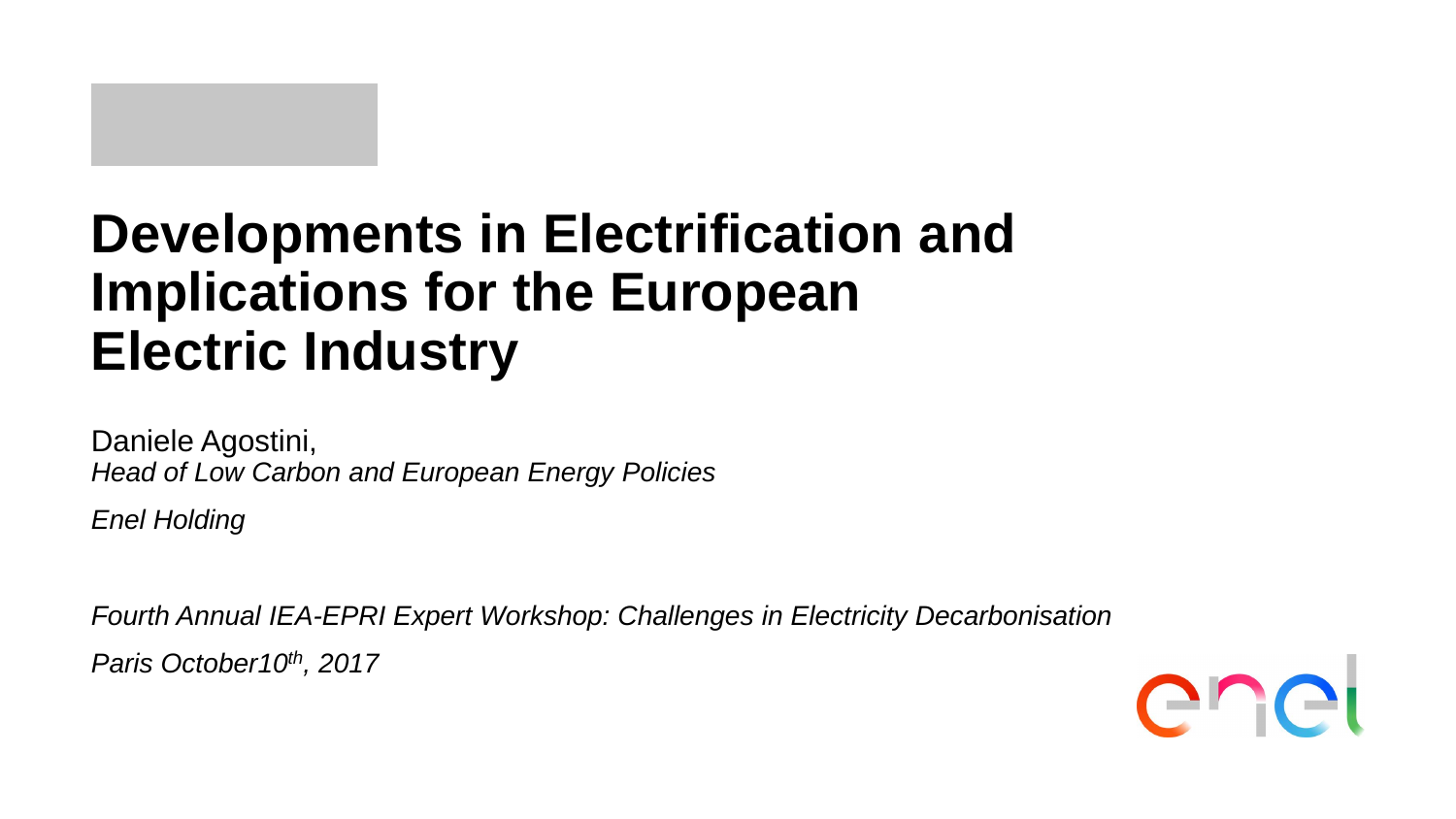# Developments in Electrification and Implications for the European Electric Industry

Daniele Agostini,
*Head of Low Carbon and European Energy Policies*

*Enel Holding*

*Fourth Annual IEA-EPRI Expert Workshop: Challenges in Electricity Decarbonisation*

*Paris October10th, 2017*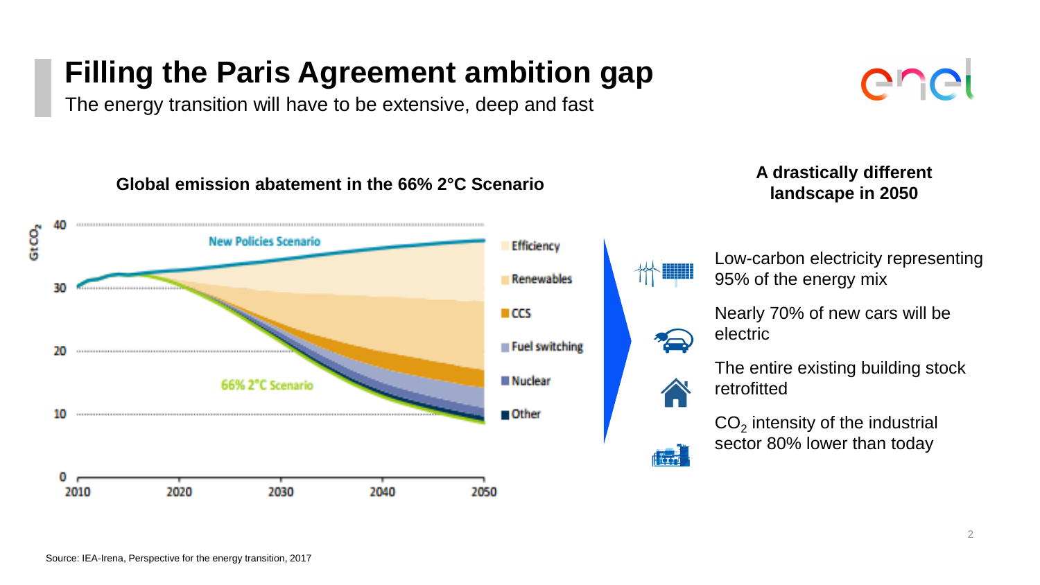# Filling the Paris Agreement ambition gap

The energy transition will have to be extensive, deep and fast

**Global emission abatement in the 66% 2°C Scenario**

$GtCO_2$

40
30
20
10
0

New Policies Scenario

66% 2°C Scenario

2010 2020 2030 2040 2050

- Efficiency
- Renewables
- CCS
- Fuel switching
- Nuclear
- Other

**A drastically different landscape in 2050**

Low-carbon electricity representing 95% of the energy mix

Nearly 70% of new cars will be electric

The entire existing building stock retrofitted

$CO_2$ intensity of the industrial sector 80% lower than today

Source: IEA-Irena, Perspective for the energy transition, 2017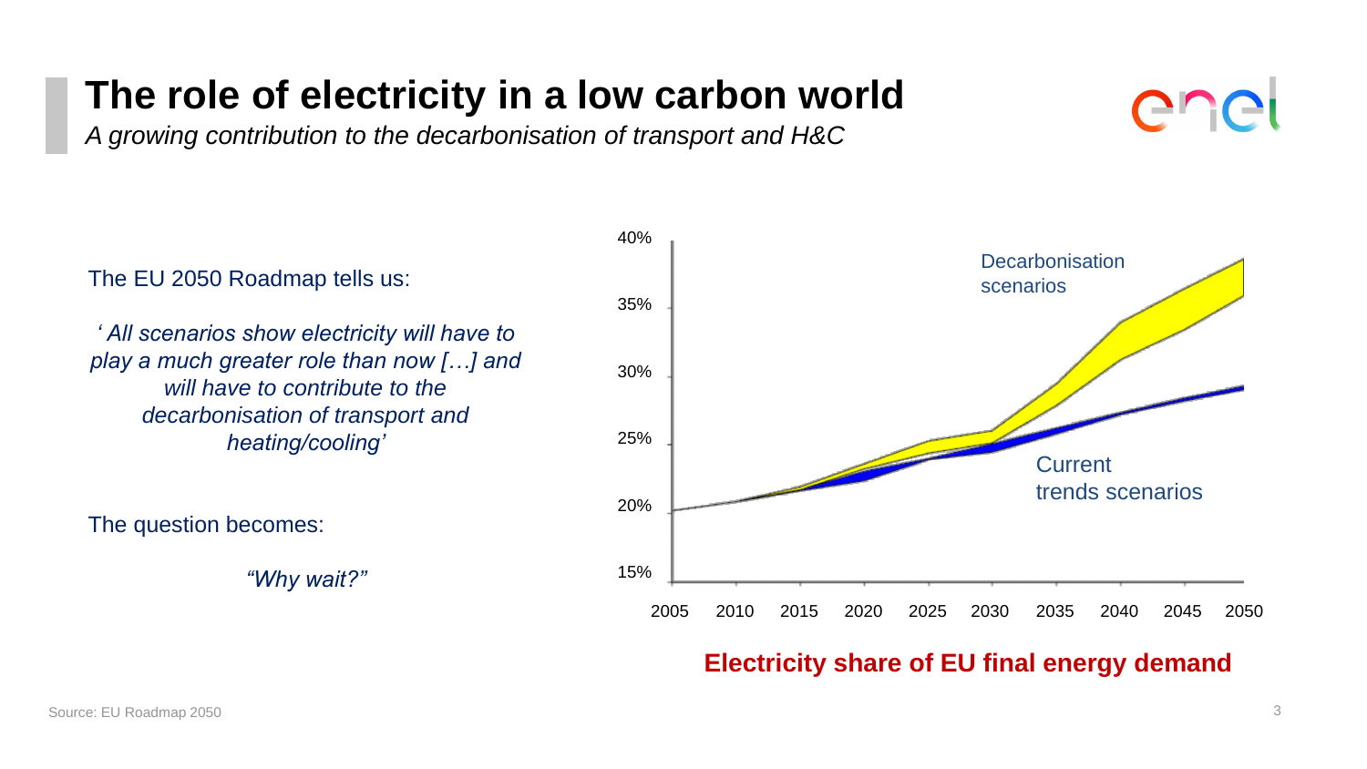# The role of electricity in a low carbon world

*A growing contribution to the decarbonisation of transport and H&C*

The EU 2050 Roadmap tells us:

*‘ All scenarios show electricity will have to play a much greater role than now […] and will have to contribute to the decarbonisation of transport and heating/cooling’*

The question becomes:

*“Why wait?”*

**Electricity share of EU final energy demand**

Source: EU Roadmap 2050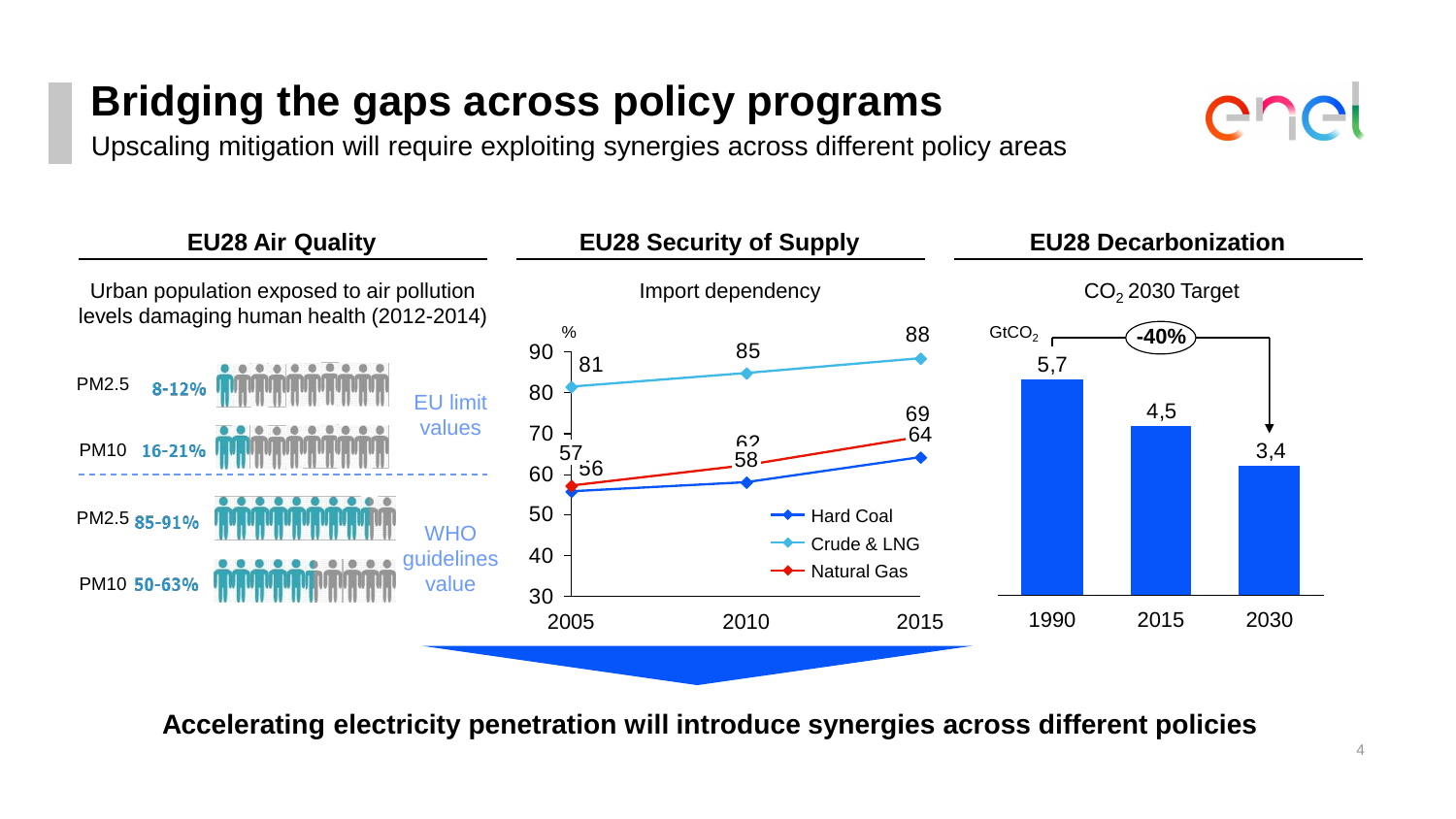# Bridging the gaps across policy programs

Upscaling mitigation will require exploiting synergies across different policy areas

## EU28 Air Quality

Urban population exposed to air pollution levels damaging human health (2012-2014)

| | | |
|---|---|---|
| PM2.5 | 8-12% | EU limit values |
| PM10 | 16-21% | |
| PM2.5 | 85-91% | WHO guidelines value |
| PM10 | 50-63% | |

## EU28 Security of Supply

Import dependency (%)

| | 2005 | 2010 | 2015 |
|---|---|---|---|
| Hard Coal | 56 | 58 | 64 |
| Crude & LNG | 81 | 85 | 88 |
| Natural Gas | 57 | 62 | 69 |

## EU28 Decarbonization

$CO_2$ 2030 Target ($GtCO_2$)

| 1990 | 2015 | 2030 |
|---|---|---|
| 5,7 | 4,5 | 3,4 |

-40%

**Accelerating electricity penetration will introduce synergies across different policies**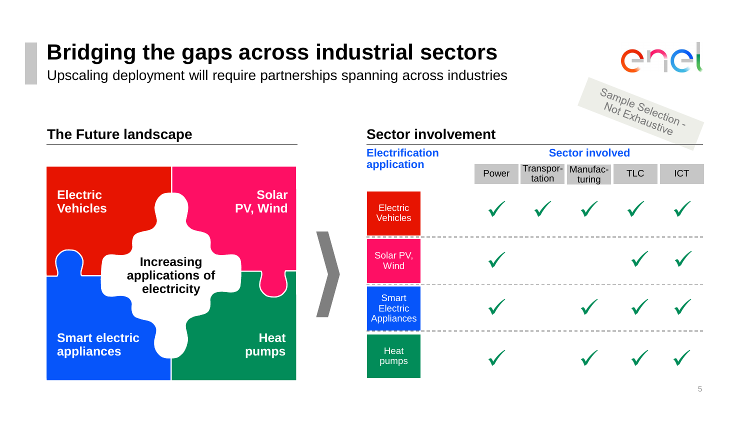# Bridging the gaps across industrial sectors

Upscaling deployment will require partnerships spanning across industries

*Sample Selection - Not Exhaustive*

## The Future landscape

- Electric Vehicles
- Solar PV, Wind
- Smart electric appliances
- Heat pumps

**Increasing applications of electricity**

## Sector involvement

| Electrification application | Sector involved | | | | |
|---|---|---|---|---|---|
| | Power | Transportation | Manufacturing | TLC | ICT |
| Electric Vehicles | ✓ | ✓ | ✓ | ✓ | ✓ |
| Solar PV, Wind | ✓ | | | ✓ | ✓ |
| Smart Electric Appliances | ✓ | | ✓ | ✓ | ✓ |
| Heat pumps | ✓ | | ✓ | ✓ | ✓ |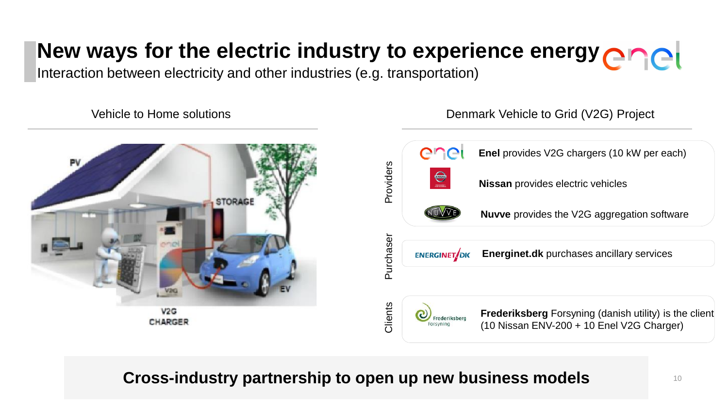# New ways for the electric industry to experience energy

Interaction between electricity and other industries (e.g. transportation)

## Vehicle to Home solutions

PV

STORAGE

V2G

EV

V2G CHARGER

## Denmark Vehicle to Grid (V2G) Project

**Providers**

- **Enel** provides V2G chargers (10 kW per each)
- **Nissan** provides electric vehicles
- **Nuvve** provides the V2G aggregation software

**Purchaser**

- **Energinet.dk** purchases ancillary services

**Clients**

- **Frederiksberg** Forsyning (danish utility) is the client (10 Nissan ENV-200 + 10 Enel V2G Charger)

**Cross-industry partnership to open up new business models**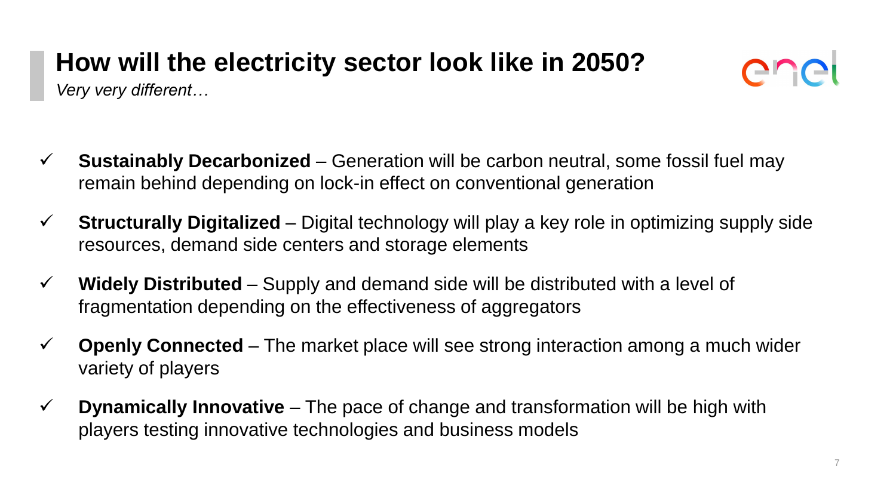# How will the electricity sector look like in 2050?

*Very very different…*

- ✓ **Sustainably Decarbonized** – Generation will be carbon neutral, some fossil fuel may remain behind depending on lock-in effect on conventional generation
- ✓ **Structurally Digitalized** – Digital technology will play a key role in optimizing supply side resources, demand side centers and storage elements
- ✓ **Widely Distributed** – Supply and demand side will be distributed with a level of fragmentation depending on the effectiveness of aggregators
- ✓ **Openly Connected** – The market place will see strong interaction among a much wider variety of players
- ✓ **Dynamically Innovative** – The pace of change and transformation will be high with players testing innovative technologies and business models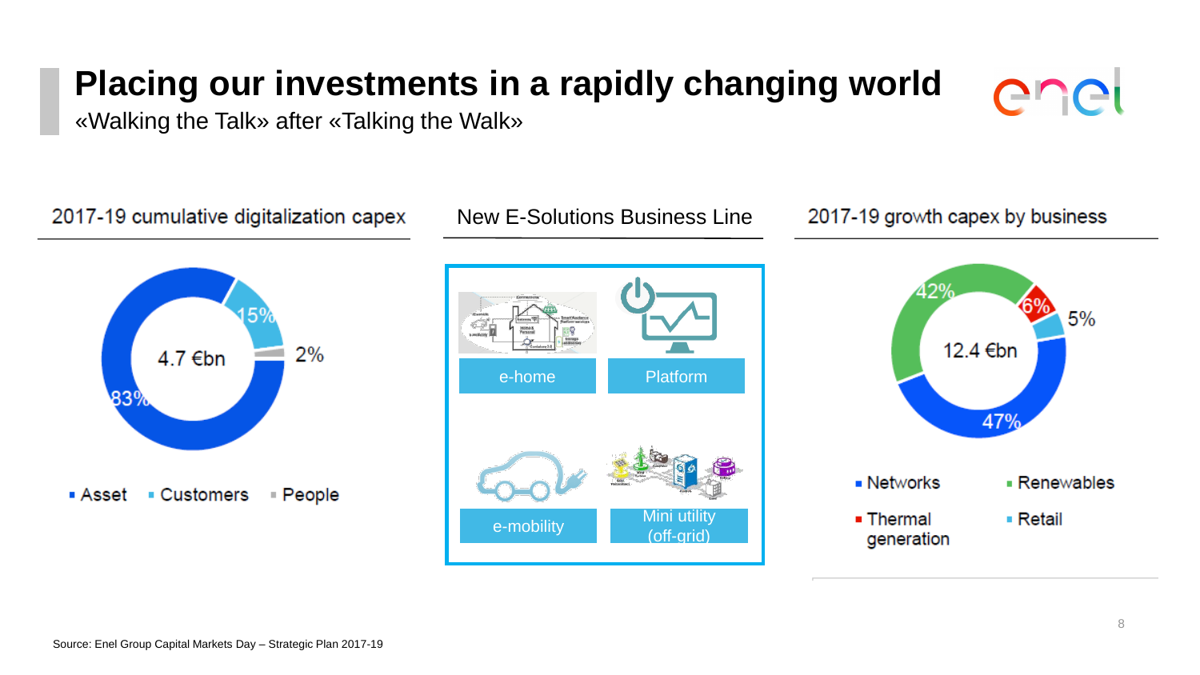# Placing our investments in a rapidly changing world

«Walking the Talk» after «Talking the Walk»

## 2017-19 cumulative digitalization capex

4.7 €bn

- Asset: 83%
- Customers: 15%
- People: 2%

## New E-Solutions Business Line

- e-home
- Platform
- e-mobility
- Mini utility (off-grid)

## 2017-19 growth capex by business

12.4 €bn

- Networks: 47%
- Renewables: 42%
- Thermal generation: 6%
- Retail: 5%

Source: Enel Group Capital Markets Day – Strategic Plan 2017-19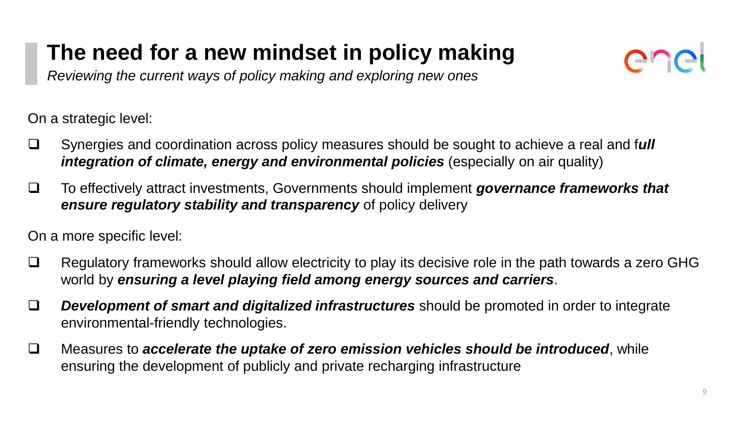# The need for a new mindset in policy making

*Reviewing the current ways of policy making and exploring new ones*

On a strategic level:

- Synergies and coordination across policy measures should be sought to achieve a real and f***ull integration of climate, energy and environmental policies*** (especially on air quality)
- To effectively attract investments, Governments should implement ***governance frameworks that ensure regulatory stability and transparency*** of policy delivery

On a more specific level:

- Regulatory frameworks should allow electricity to play its decisive role in the path towards a zero GHG world by ***ensuring a level playing field among energy sources and carriers***.
- ***Development of smart and digitalized infrastructures*** should be promoted in order to integrate environmental-friendly technologies.
- Measures to ***accelerate the uptake of zero emission vehicles should be introduced***, while ensuring the development of publicly and private recharging infrastructure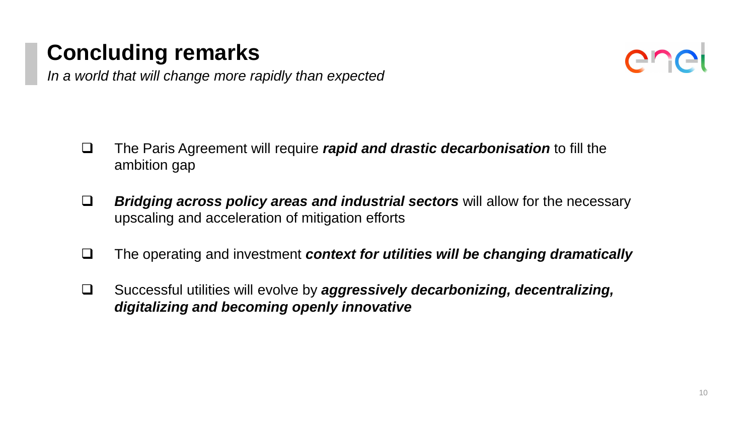# Concluding remarks

*In a world that will change more rapidly than expected*

- The Paris Agreement will require ***rapid and drastic decarbonisation*** to fill the ambition gap
- ***Bridging across policy areas and industrial sectors*** will allow for the necessary upscaling and acceleration of mitigation efforts
- The operating and investment ***context for utilities will be changing dramatically***
- Successful utilities will evolve by ***aggressively decarbonizing, decentralizing, digitalizing and becoming openly innovative***